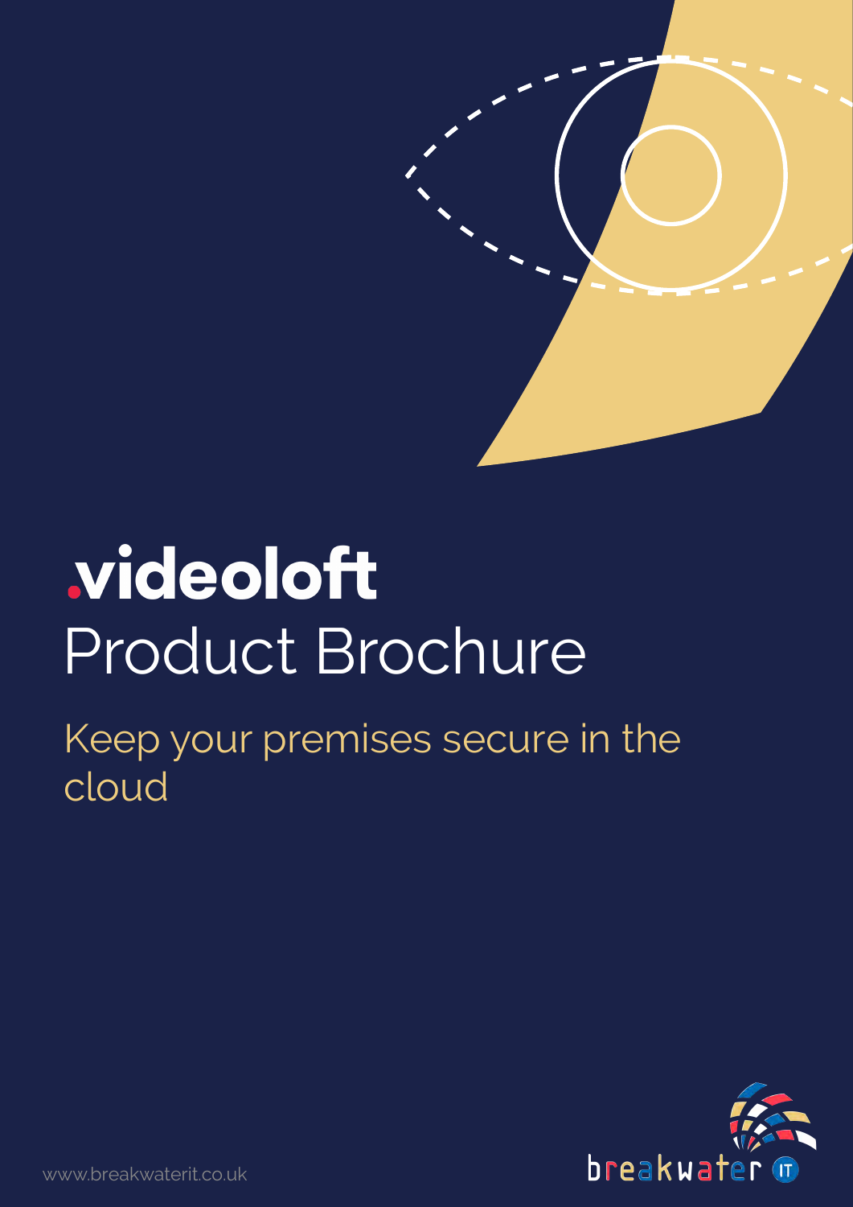# .videoloft

## Product Brochure

Keep your premises secure in the cloud

www.breakwaterit.co.uk

breakwater IT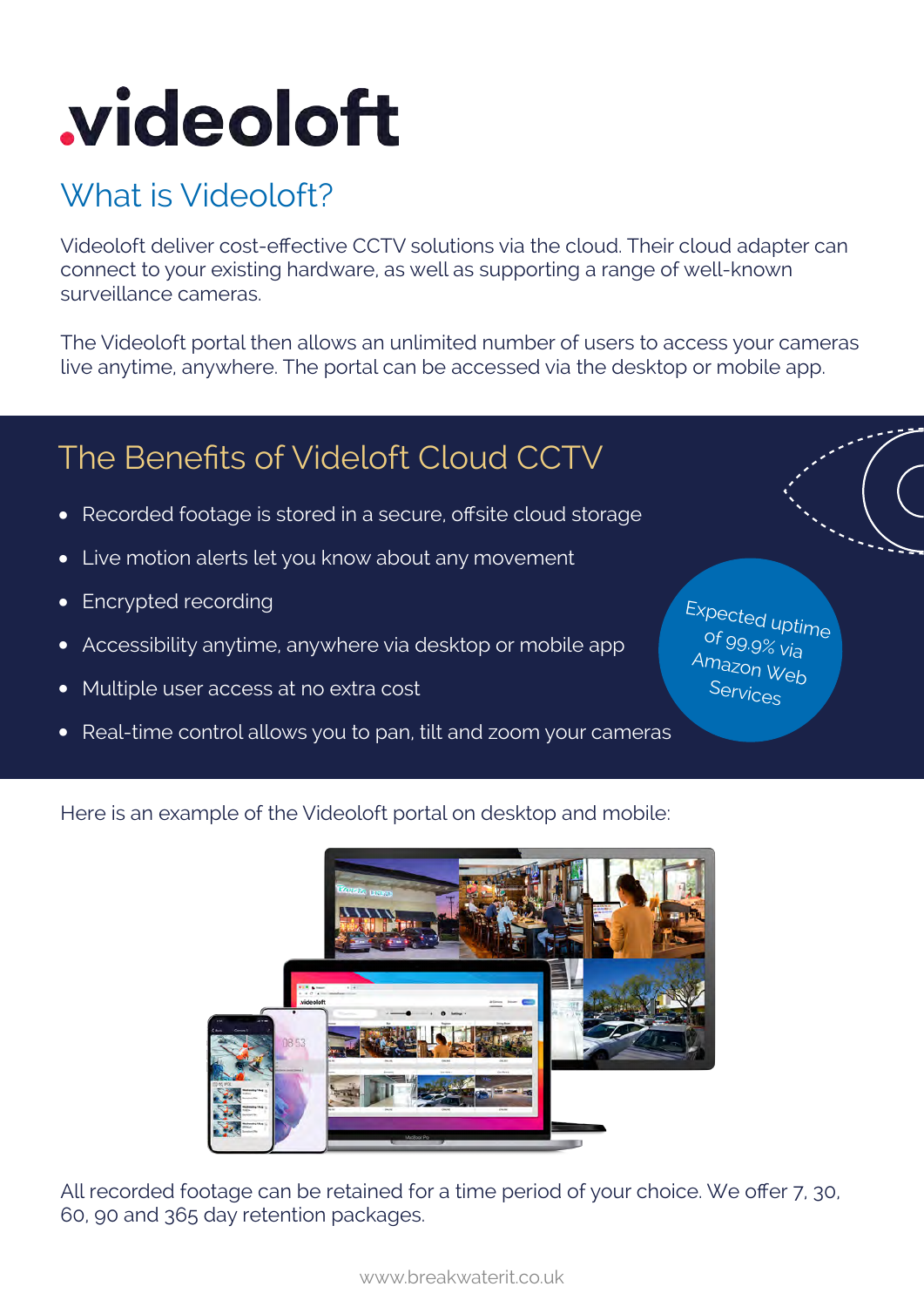# videoloft

## What is Videoloft?

Videoloft deliver cost-effective CCTV solutions via the cloud. Their cloud adapter can connect to your existing hardware, as well as supporting a range of well-known surveillance cameras.

The Videoloft portal then allows an unlimited number of users to access your cameras live anytime, anywhere. The portal can be accessed via the desktop or mobile app.

## The Benefits of Videloft Cloud CCTV

- Recorded footage is stored in a secure, offsite cloud storage
- Live motion alerts let you know about any movement
- Encrypted recording
- Accessibility anytime, anywhere via desktop or mobile app
- Multiple user access at no extra cost
- Real-time control allows you to pan, tilt and zoom your cameras

Expected uptime of 99.9% via Amazon Web Services

Here is an example of the Videoloft portal on desktop and mobile:

All recorded footage can be retained for a time period of your choice. We offer 7, 30, 60, 90 and 365 day retention packages.

www.breakwaterit.co.uk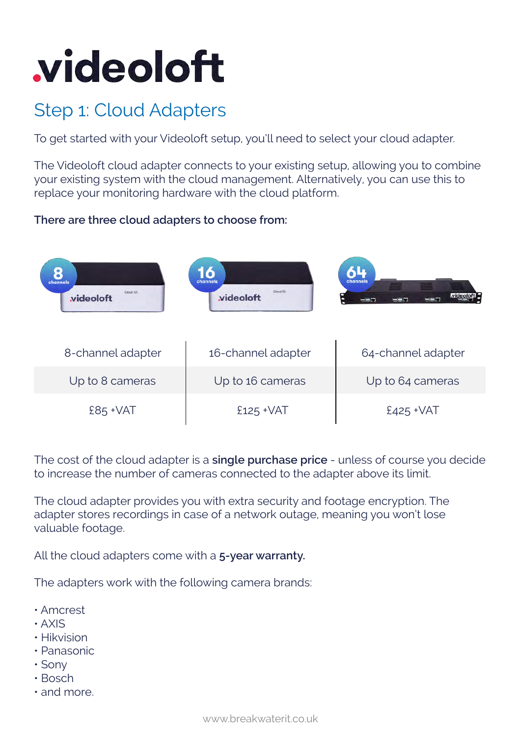# videoloft

## Step 1: Cloud Adapters

To get started with your Videoloft setup, you'll need to select your cloud adapter.

The Videoloft cloud adapter connects to your existing setup, allowing you to combine your existing system with the cloud management. Alternatively, you can use this to replace your monitoring hardware with the cloud platform.

**There are three cloud adapters to choose from:**

| 8-channel adapter | 16-channel adapter | 64-channel adapter |
|---|---|---|
| Up to 8 cameras | Up to 16 cameras | Up to 64 cameras |
| £85 +VAT | £125 +VAT | £425 +VAT |

The cost of the cloud adapter is a **single purchase price** - unless of course you decide to increase the number of cameras connected to the adapter above its limit.

The cloud adapter provides you with extra security and footage encryption. The adapter stores recordings in case of a network outage, meaning you won't lose valuable footage.

All the cloud adapters come with a **5-year warranty.**

The adapters work with the following camera brands:

- Amcrest
- AXIS
- Hikvision
- Panasonic
- Sony
- Bosch
- and more.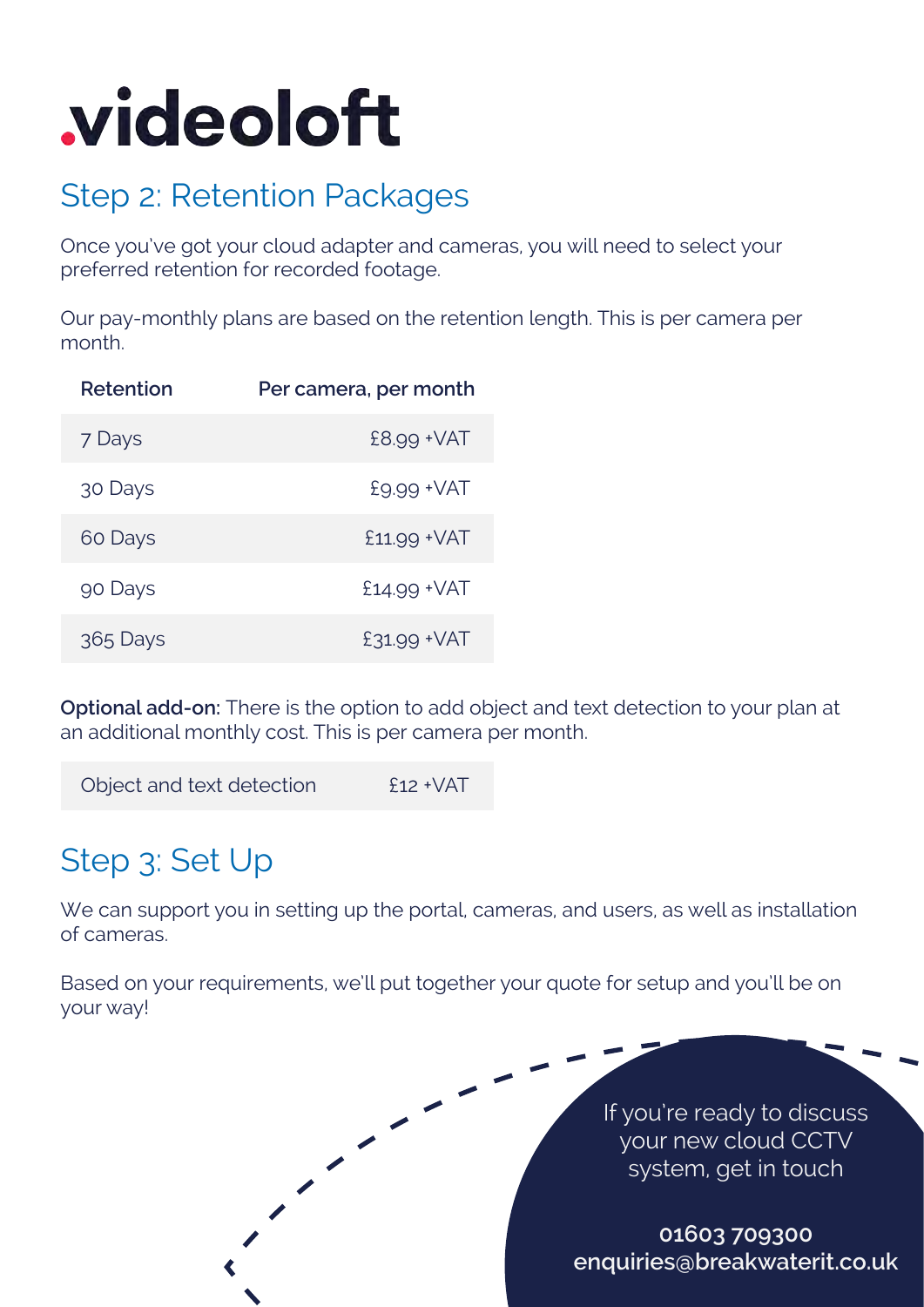# videoloft

## Step 2: Retention Packages

Once you've got your cloud adapter and cameras, you will need to select your preferred retention for recorded footage.

Our pay-monthly plans are based on the retention length. This is per camera per month.

| Retention | Per camera, per month |
|---|---|
| 7 Days | £8.99 +VAT |
| 30 Days | £9.99 +VAT |
| 60 Days | £11.99 +VAT |
| 90 Days | £14.99 +VAT |
| 365 Days | £31.99 +VAT |

**Optional add-on:** There is the option to add object and text detection to your plan at an additional monthly cost. This is per camera per month.

| | |
|---|---|
| Object and text detection | £12 +VAT |

## Step 3: Set Up

We can support you in setting up the portal, cameras, and users, as well as installation of cameras.

Based on your requirements, we'll put together your quote for setup and you'll be on your way!

If you're ready to discuss your new cloud CCTV system, get in touch

**01603 709300**
**enquiries@breakwaterit.co.uk**